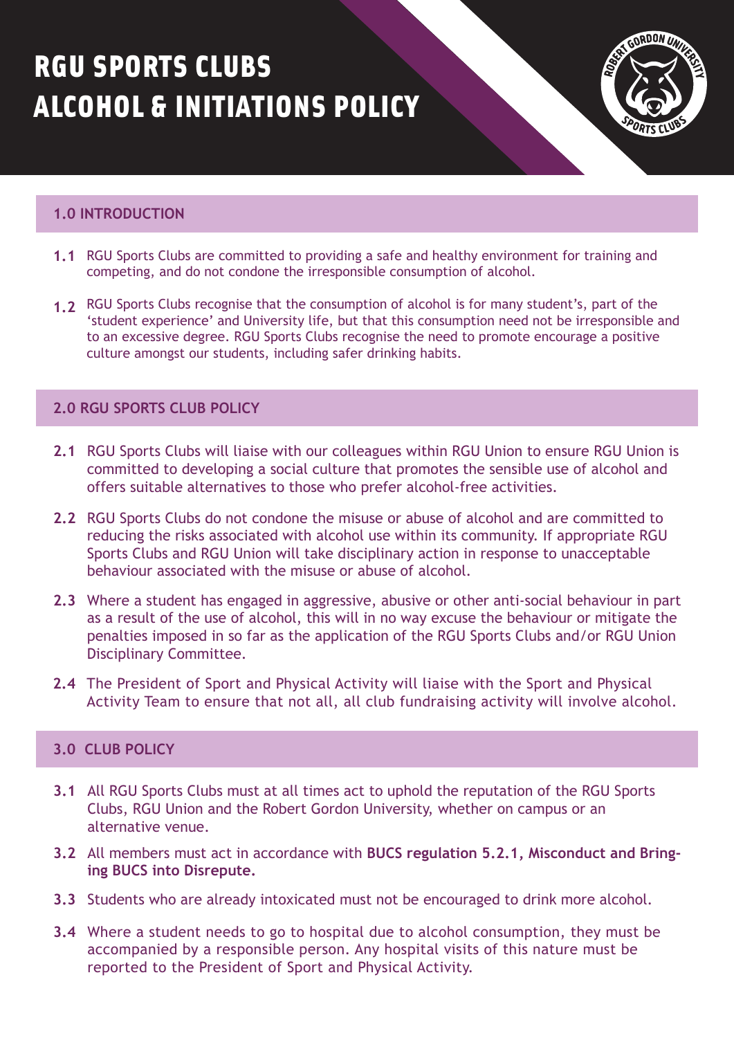# RGU SPORTS CLUBS ALCOHOL & INITIATIONS POLICY

## 1.0 INTRODUCTION

**1.1** RGU Sports Clubs are committed to providing a safe and healthy environment for training and competing, and do not condone the irresponsible consumption of alcohol.

**1.2** RGU Sports Clubs recognise that the consumption of alcohol is for many student's, part of the 'student experience' and University life, but that this consumption need not be irresponsible and to an excessive degree. RGU Sports Clubs recognise the need to promote encourage a positive culture amongst our students, including safer drinking habits.

## 2.0 RGU SPORTS CLUB POLICY

**2.1** RGU Sports Clubs will liaise with our colleagues within RGU Union to ensure RGU Union is committed to developing a social culture that promotes the sensible use of alcohol and offers suitable alternatives to those who prefer alcohol-free activities.

**2.2** RGU Sports Clubs do not condone the misuse or abuse of alcohol and are committed to reducing the risks associated with alcohol use within its community. If appropriate RGU Sports Clubs and RGU Union will take disciplinary action in response to unacceptable behaviour associated with the misuse or abuse of alcohol.

**2.3** Where a student has engaged in aggressive, abusive or other anti-social behaviour in part as a result of the use of alcohol, this will in no way excuse the behaviour or mitigate the penalties imposed in so far as the application of the RGU Sports Clubs and/or RGU Union Disciplinary Committee.

**2.4** The President of Sport and Physical Activity will liaise with the Sport and Physical Activity Team to ensure that not all, all club fundraising activity will involve alcohol.

## 3.0 CLUB POLICY

**3.1** All RGU Sports Clubs must at all times act to uphold the reputation of the RGU Sports Clubs, RGU Union and the Robert Gordon University, whether on campus or an alternative venue.

**3.2** All members must act in accordance with **BUCS regulation 5.2.1, Misconduct and Bringing BUCS into Disrepute.**

**3.3** Students who are already intoxicated must not be encouraged to drink more alcohol.

**3.4** Where a student needs to go to hospital due to alcohol consumption, they must be accompanied by a responsible person. Any hospital visits of this nature must be reported to the President of Sport and Physical Activity.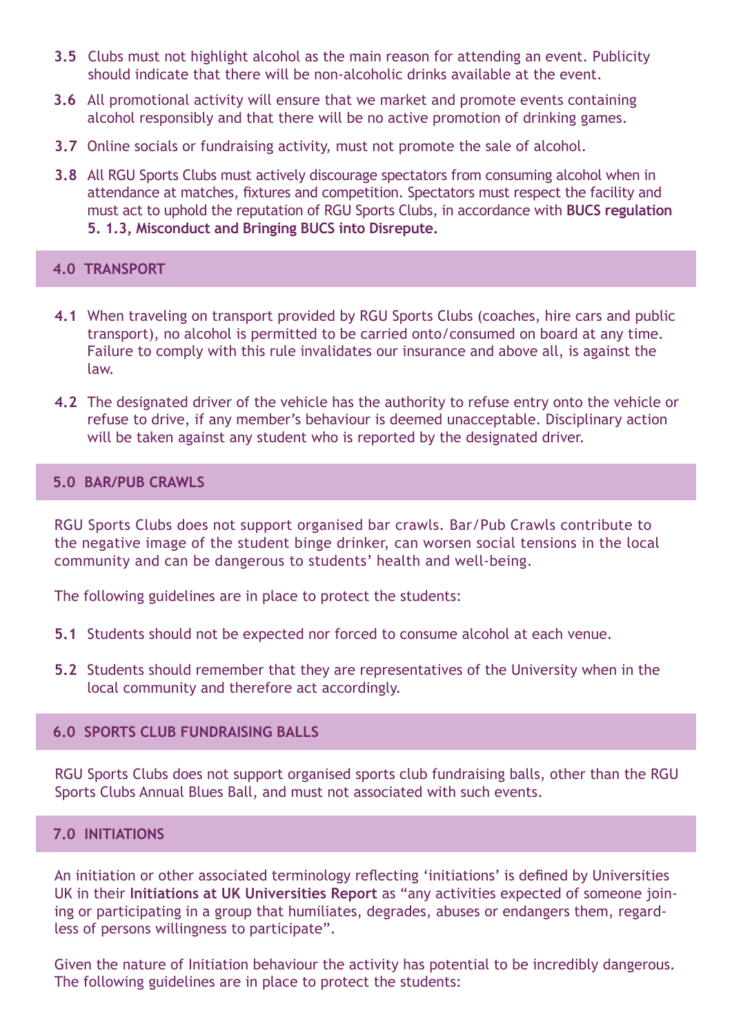**3.5** Clubs must not highlight alcohol as the main reason for attending an event. Publicity should indicate that there will be non-alcoholic drinks available at the event.

**3.6** All promotional activity will ensure that we market and promote events containing alcohol responsibly and that there will be no active promotion of drinking games.

**3.7** Online socials or fundraising activity, must not promote the sale of alcohol.

**3.8** All RGU Sports Clubs must actively discourage spectators from consuming alcohol when in attendance at matches, fixtures and competition. Spectators must respect the facility and must act to uphold the reputation of RGU Sports Clubs, in accordance with **BUCS regulation 5. 1.3, Misconduct and Bringing BUCS into Disrepute.**

## 4.0 TRANSPORT

**4.1** When traveling on transport provided by RGU Sports Clubs (coaches, hire cars and public transport), no alcohol is permitted to be carried onto/consumed on board at any time. Failure to comply with this rule invalidates our insurance and above all, is against the law.

**4.2** The designated driver of the vehicle has the authority to refuse entry onto the vehicle or refuse to drive, if any member's behaviour is deemed unacceptable. Disciplinary action will be taken against any student who is reported by the designated driver.

## 5.0 BAR/PUB CRAWLS

RGU Sports Clubs does not support organised bar crawls. Bar/Pub Crawls contribute to the negative image of the student binge drinker, can worsen social tensions in the local community and can be dangerous to students' health and well-being.

The following guidelines are in place to protect the students:

**5.1** Students should not be expected nor forced to consume alcohol at each venue.

**5.2** Students should remember that they are representatives of the University when in the local community and therefore act accordingly.

## 6.0 SPORTS CLUB FUNDRAISING BALLS

RGU Sports Clubs does not support organised sports club fundraising balls, other than the RGU Sports Clubs Annual Blues Ball, and must not associated with such events.

## 7.0 INITIATIONS

An initiation or other associated terminology reflecting 'initiations' is defined by Universities UK in their **Initiations at UK Universities Report** as "any activities expected of someone joining or participating in a group that humiliates, degrades, abuses or endangers them, regardless of persons willingness to participate".

Given the nature of Initiation behaviour the activity has potential to be incredibly dangerous. The following guidelines are in place to protect the students: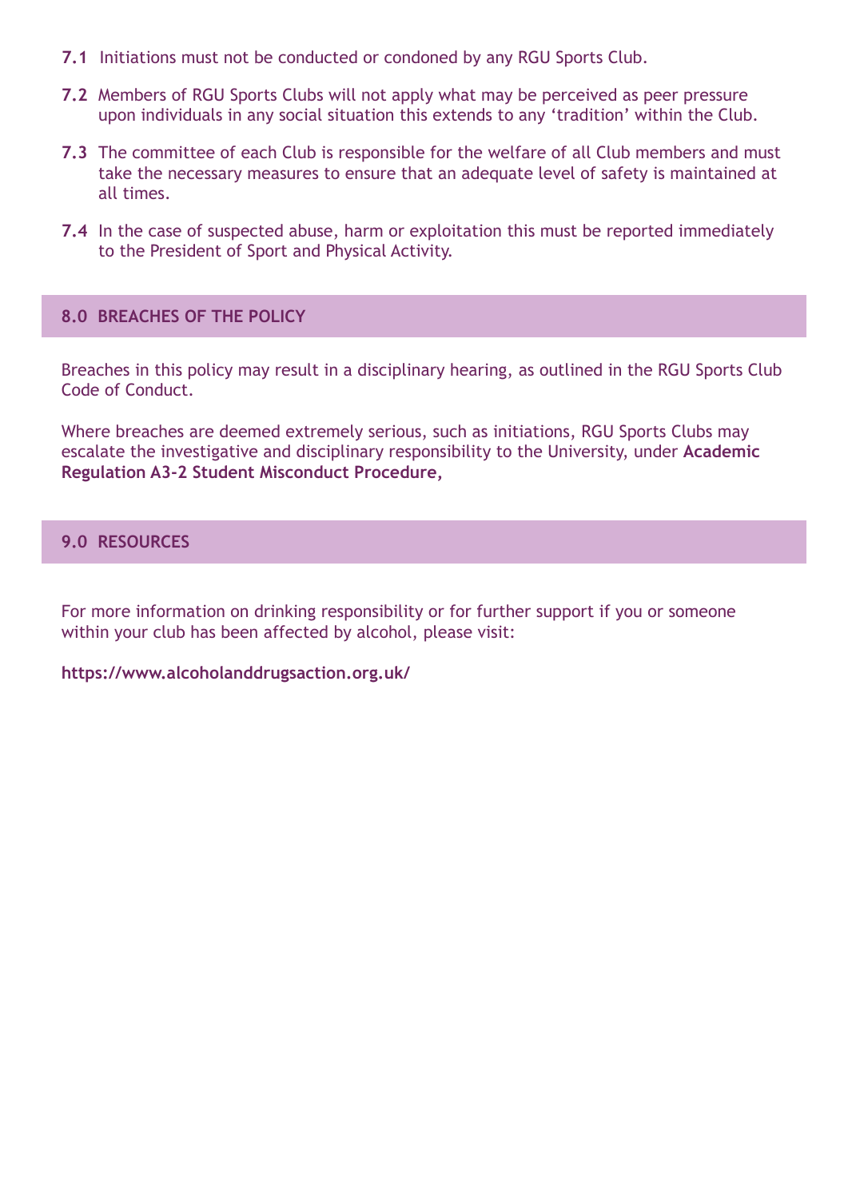**7.1** Initiations must not be conducted or condoned by any RGU Sports Club.

**7.2** Members of RGU Sports Clubs will not apply what may be perceived as peer pressure upon individuals in any social situation this extends to any 'tradition' within the Club.

**7.3** The committee of each Club is responsible for the welfare of all Club members and must take the necessary measures to ensure that an adequate level of safety is maintained at all times.

**7.4** In the case of suspected abuse, harm or exploitation this must be reported immediately to the President of Sport and Physical Activity.

## 8.0 BREACHES OF THE POLICY

Breaches in this policy may result in a disciplinary hearing, as outlined in the RGU Sports Club Code of Conduct.

Where breaches are deemed extremely serious, such as initiations, RGU Sports Clubs may escalate the investigative and disciplinary responsibility to the University, under **Academic Regulation A3-2 Student Misconduct Procedure,**

## 9.0 RESOURCES

For more information on drinking responsibility or for further support if you or someone within your club has been affected by alcohol, please visit:

**https://www.alcoholanddrugsaction.org.uk/**